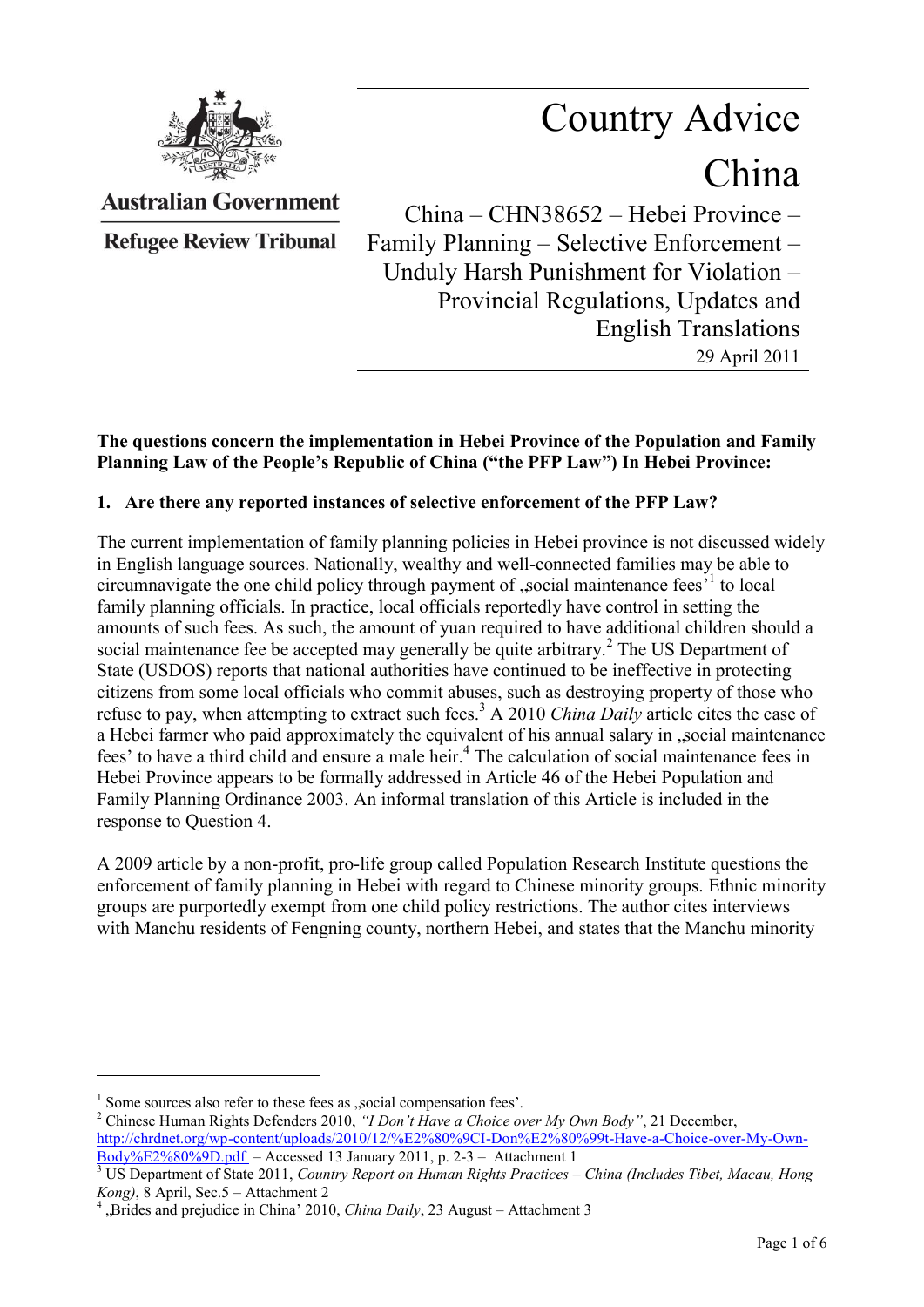Australian Government

Refugee Review Tribunal

# Country Advice China

## China – CHN38652 – Hebei Province – Family Planning – Selective Enforcement – Unduly Harsh Punishment for Violation – Provincial Regulations, Updates and English Translations

29 April 2011

**The questions concern the implementation in Hebei Province of the Population and Family Planning Law of the People's Republic of China ("the PFP Law") In Hebei Province:**

**1. Are there any reported instances of selective enforcement of the PFP Law?**

The current implementation of family planning policies in Hebei province is not discussed widely in English language sources. Nationally, wealthy and well-connected families may be able to circumnavigate the one child policy through payment of „social maintenance fees'[1] to local family planning officials. In practice, local officials reportedly have control in setting the amounts of such fees. As such, the amount of yuan required to have additional children should a social maintenance fee be accepted may generally be quite arbitrary.[2] The US Department of State (USDOS) reports that national authorities have continued to be ineffective in protecting citizens from some local officials who commit abuses, such as destroying property of those who refuse to pay, when attempting to extract such fees.[3] A 2010 *China Daily* article cites the case of a Hebei farmer who paid approximately the equivalent of his annual salary in „social maintenance fees' to have a third child and ensure a male heir.[4] The calculation of social maintenance fees in Hebei Province appears to be formally addressed in Article 46 of the Hebei Population and Family Planning Ordinance 2003. An informal translation of this Article is included in the response to Question 4.

A 2009 article by a non-profit, pro-life group called Population Research Institute questions the enforcement of family planning in Hebei with regard to Chinese minority groups. Ethnic minority groups are purportedly exempt from one child policy restrictions. The author cites interviews with Manchu residents of Fengning county, northern Hebei, and states that the Manchu minority

---

[1] Some sources also refer to these fees as „social compensation fees'.

[2] Chinese Human Rights Defenders 2010, *"I Don't Have a Choice over My Own Body"*, 21 December, http://chrdnet.org/wp-content/uploads/2010/12/%E2%80%9CI-Don%E2%80%99t-Have-a-Choice-over-My-Own-Body%E2%80%9D.pdf – Accessed 13 January 2011, p. 2-3 – Attachment 1

[3] US Department of State 2011, *Country Report on Human Rights Practices – China (Includes Tibet, Macau, Hong Kong)*, 8 April, Sec.5 – Attachment 2

[4] „Brides and prejudice in China' 2010, *China Daily*, 23 August – Attachment 3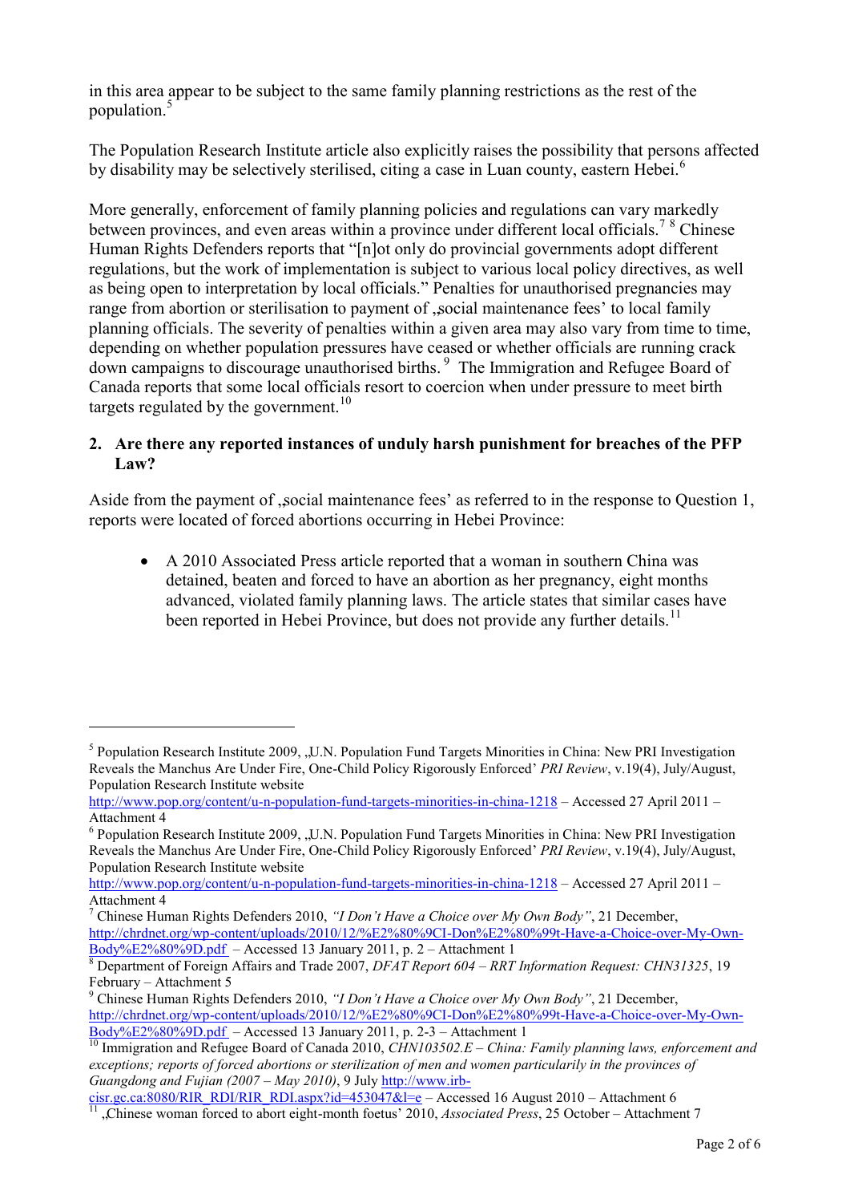in this area appear to be subject to the same family planning restrictions as the rest of the population.[5]

The Population Research Institute article also explicitly raises the possibility that persons affected by disability may be selectively sterilised, citing a case in Luan county, eastern Hebei.[6]

More generally, enforcement of family planning policies and regulations can vary markedly between provinces, and even areas within a province under different local officials.[7] [8] Chinese Human Rights Defenders reports that "[n]ot only do provincial governments adopt different regulations, but the work of implementation is subject to various local policy directives, as well as being open to interpretation by local officials." Penalties for unauthorised pregnancies may range from abortion or sterilisation to payment of „social maintenance fees' to local family planning officials. The severity of penalties within a given area may also vary from time to time, depending on whether population pressures have ceased or whether officials are running crack down campaigns to discourage unauthorised births.[9] The Immigration and Refugee Board of Canada reports that some local officials resort to coercion when under pressure to meet birth targets regulated by the government.[10]

**2. Are there any reported instances of unduly harsh punishment for breaches of the PFP Law?**

Aside from the payment of „social maintenance fees' as referred to in the response to Question 1, reports were located of forced abortions occurring in Hebei Province:

- A 2010 Associated Press article reported that a woman in southern China was detained, beaten and forced to have an abortion as her pregnancy, eight months advanced, violated family planning laws. The article states that similar cases have been reported in Hebei Province, but does not provide any further details.[11]

---

[5] Population Research Institute 2009, „U.N. Population Fund Targets Minorities in China: New PRI Investigation Reveals the Manchus Are Under Fire, One-Child Policy Rigorously Enforced' *PRI Review*, v.19(4), July/August, Population Research Institute website http://www.pop.org/content/u-n-population-fund-targets-minorities-in-china-1218 – Accessed 27 April 2011 – Attachment 4

[6] Population Research Institute 2009, „U.N. Population Fund Targets Minorities in China: New PRI Investigation Reveals the Manchus Are Under Fire, One-Child Policy Rigorously Enforced' *PRI Review*, v.19(4), July/August, Population Research Institute website http://www.pop.org/content/u-n-population-fund-targets-minorities-in-china-1218 – Accessed 27 April 2011 – Attachment 4

[7] Chinese Human Rights Defenders 2010, *"I Don't Have a Choice over My Own Body"*, 21 December, http://chrdnet.org/wp-content/uploads/2010/12/%E2%80%9CI-Don%E2%80%99t-Have-a-Choice-over-My-Own-Body%E2%80%9D.pdf – Accessed 13 January 2011, p. 2 – Attachment 1

[8] Department of Foreign Affairs and Trade 2007, *DFAT Report 604 – RRT Information Request: CHN31325*, 19 February – Attachment 5

[9] Chinese Human Rights Defenders 2010, *"I Don't Have a Choice over My Own Body"*, 21 December, http://chrdnet.org/wp-content/uploads/2010/12/%E2%80%9CI-Don%E2%80%99t-Have-a-Choice-over-My-Own-Body%E2%80%9D.pdf – Accessed 13 January 2011, p. 2-3 – Attachment 1

[10] Immigration and Refugee Board of Canada 2010, *CHN103502.E – China: Family planning laws, enforcement and exceptions; reports of forced abortions or sterilization of men and women particularly in the provinces of Guangdong and Fujian (2007 – May 2010)*, 9 July http://www.irb-cisr.gc.ca:8080/RIR_RDI/RIR_RDI.aspx?id=453047&l=e – Accessed 16 August 2010 – Attachment 6

[11] „Chinese woman forced to abort eight-month foetus' 2010, *Associated Press*, 25 October – Attachment 7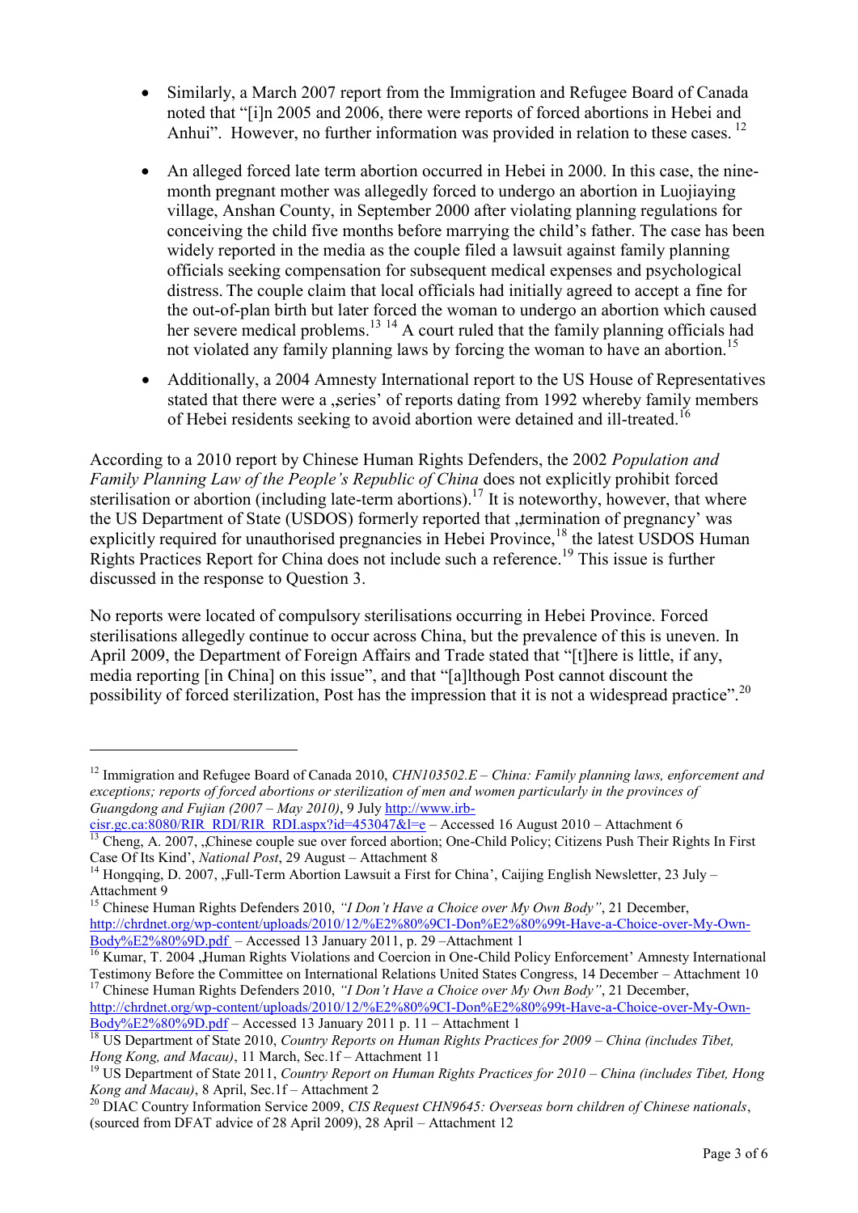- Similarly, a March 2007 report from the Immigration and Refugee Board of Canada noted that "[i]n 2005 and 2006, there were reports of forced abortions in Hebei and Anhui". However, no further information was provided in relation to these cases.[12]

- An alleged forced late term abortion occurred in Hebei in 2000. In this case, the nine-month pregnant mother was allegedly forced to undergo an abortion in Luojiaying village, Anshan County, in September 2000 after violating planning regulations for conceiving the child five months before marrying the child's father. The case has been widely reported in the media as the couple filed a lawsuit against family planning officials seeking compensation for subsequent medical expenses and psychological distress. The couple claim that local officials had initially agreed to accept a fine for the out-of-plan birth but later forced the woman to undergo an abortion which caused her severe medical problems.[13] [14] A court ruled that the family planning officials had not violated any family planning laws by forcing the woman to have an abortion.[15]

- Additionally, a 2004 Amnesty International report to the US House of Representatives stated that there were a „series' of reports dating from 1992 whereby family members of Hebei residents seeking to avoid abortion were detained and ill-treated.[16]

According to a 2010 report by Chinese Human Rights Defenders, the 2002 *Population and Family Planning Law of the People's Republic of China* does not explicitly prohibit forced sterilisation or abortion (including late-term abortions).[17] It is noteworthy, however, that where the US Department of State (USDOS) formerly reported that „termination of pregnancy' was explicitly required for unauthorised pregnancies in Hebei Province,[18] the latest USDOS Human Rights Practices Report for China does not include such a reference.[19] This issue is further discussed in the response to Question 3.

No reports were located of compulsory sterilisations occurring in Hebei Province. Forced sterilisations allegedly continue to occur across China, but the prevalence of this is uneven. In April 2009, the Department of Foreign Affairs and Trade stated that "[t]here is little, if any, media reporting [in China] on this issue", and that "[a]lthough Post cannot discount the possibility of forced sterilization, Post has the impression that it is not a widespread practice".[20]

---

[12] Immigration and Refugee Board of Canada 2010, *CHN103502.E – China: Family planning laws, enforcement and exceptions; reports of forced abortions or sterilization of men and women particularly in the provinces of Guangdong and Fujian (2007 – May 2010)*, 9 July http://www.irb-cisr.gc.ca:8080/RIR_RDI/RIR_RDI.aspx?id=453047&l=e – Accessed 16 August 2010 – Attachment 6

[13] Cheng, A. 2007, „Chinese couple sue over forced abortion; One-Child Policy; Citizens Push Their Rights In First Case Of Its Kind', *National Post*, 29 August – Attachment 8

[14] Hongqing, D. 2007, „Full-Term Abortion Lawsuit a First for China', Caijing English Newsletter, 23 July – Attachment 9

[15] Chinese Human Rights Defenders 2010, *"I Don't Have a Choice over My Own Body"*, 21 December, http://chrdnet.org/wp-content/uploads/2010/12/%E2%80%9CI-Don%E2%80%99t-Have-a-Choice-over-My-Own-Body%E2%80%9D.pdf – Accessed 13 January 2011, p. 29 –Attachment 1

[16] Kumar, T. 2004 „Human Rights Violations and Coercion in One-Child Policy Enforcement' Amnesty International Testimony Before the Committee on International Relations United States Congress, 14 December – Attachment 10

[17] Chinese Human Rights Defenders 2010, *"I Don't Have a Choice over My Own Body"*, 21 December, http://chrdnet.org/wp-content/uploads/2010/12/%E2%80%9CI-Don%E2%80%99t-Have-a-Choice-over-My-Own-Body%E2%80%9D.pdf – Accessed 13 January 2011 p. 11 – Attachment 1

[18] US Department of State 2010, *Country Reports on Human Rights Practices for 2009 – China (includes Tibet, Hong Kong, and Macau)*, 11 March, Sec.1f – Attachment 11

[19] US Department of State 2011, *Country Report on Human Rights Practices for 2010 – China (includes Tibet, Hong Kong and Macau)*, 8 April, Sec.1f – Attachment 2

[20] DIAC Country Information Service 2009, *CIS Request CHN9645: Overseas born children of Chinese nationals*, (sourced from DFAT advice of 28 April 2009), 28 April – Attachment 12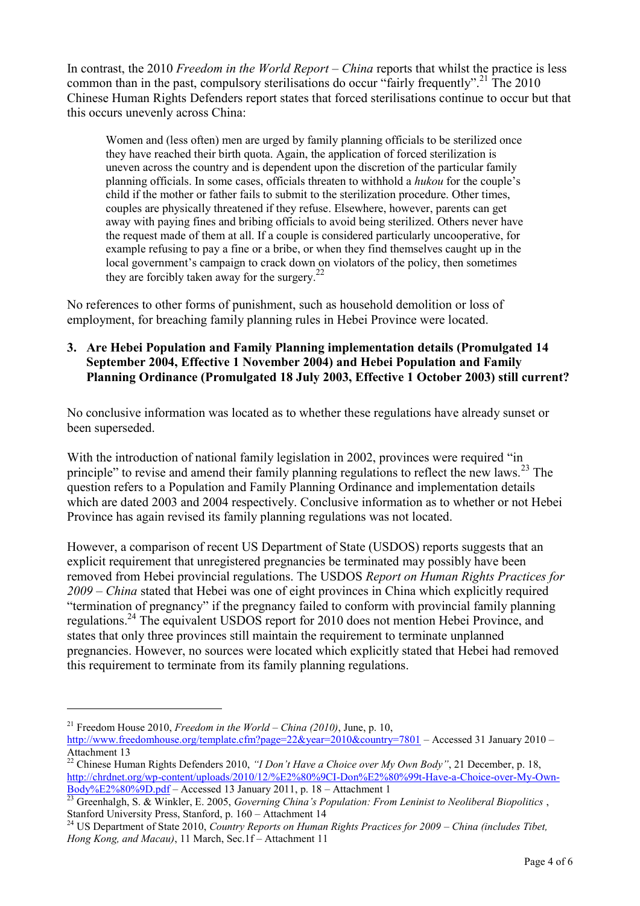In contrast, the 2010 *Freedom in the World Report – China* reports that whilst the practice is less common than in the past, compulsory sterilisations do occur "fairly frequently".[21] The 2010 Chinese Human Rights Defenders report states that forced sterilisations continue to occur but that this occurs unevenly across China:

> Women and (less often) men are urged by family planning officials to be sterilized once they have reached their birth quota. Again, the application of forced sterilization is uneven across the country and is dependent upon the discretion of the particular family planning officials. In some cases, officials threaten to withhold a *hukou* for the couple's child if the mother or father fails to submit to the sterilization procedure. Other times, couples are physically threatened if they refuse. Elsewhere, however, parents can get away with paying fines and bribing officials to avoid being sterilized. Others never have the request made of them at all. If a couple is considered particularly uncooperative, for example refusing to pay a fine or a bribe, or when they find themselves caught up in the local government's campaign to crack down on violators of the policy, then sometimes they are forcibly taken away for the surgery.[22]

No references to other forms of punishment, such as household demolition or loss of employment, for breaching family planning rules in Hebei Province were located.

**3. Are Hebei Population and Family Planning implementation details (Promulgated 14 September 2004, Effective 1 November 2004) and Hebei Population and Family Planning Ordinance (Promulgated 18 July 2003, Effective 1 October 2003) still current?**

No conclusive information was located as to whether these regulations have already sunset or been superseded.

With the introduction of national family legislation in 2002, provinces were required "in principle" to revise and amend their family planning regulations to reflect the new laws.[23] The question refers to a Population and Family Planning Ordinance and implementation details which are dated 2003 and 2004 respectively. Conclusive information as to whether or not Hebei Province has again revised its family planning regulations was not located.

However, a comparison of recent US Department of State (USDOS) reports suggests that an explicit requirement that unregistered pregnancies be terminated may possibly have been removed from Hebei provincial regulations. The USDOS *Report on Human Rights Practices for 2009 – China* stated that Hebei was one of eight provinces in China which explicitly required "termination of pregnancy" if the pregnancy failed to conform with provincial family planning regulations.[24] The equivalent USDOS report for 2010 does not mention Hebei Province, and states that only three provinces still maintain the requirement to terminate unplanned pregnancies. However, no sources were located which explicitly stated that Hebei had removed this requirement to terminate from its family planning regulations.

---

[21] Freedom House 2010, *Freedom in the World – China (2010)*, June, p. 10, http://www.freedomhouse.org/template.cfm?page=22&year=2010&country=7801 – Accessed 31 January 2010 – Attachment 13

[22] Chinese Human Rights Defenders 2010, *"I Don't Have a Choice over My Own Body"*, 21 December, p. 18, http://chrdnet.org/wp-content/uploads/2010/12/%E2%80%9CI-Don%E2%80%99t-Have-a-Choice-over-My-Own-Body%E2%80%9D.pdf – Accessed 13 January 2011, p. 18 – Attachment 1

[23] Greenhalgh, S. & Winkler, E. 2005, *Governing China's Population: From Leninist to Neoliberal Biopolitics* , Stanford University Press, Stanford, p. 160 – Attachment 14

[24] US Department of State 2010, *Country Reports on Human Rights Practices for 2009 – China (includes Tibet, Hong Kong, and Macau)*, 11 March, Sec.1f – Attachment 11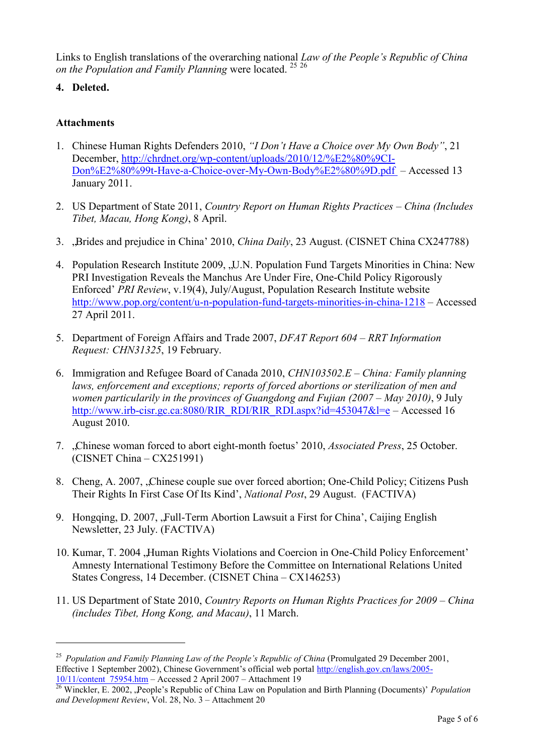Links to English translations of the overarching national *Law of the People's Republic of China on the Population and Family Planning* were located. [25] [26]

**4. Deleted.**

## Attachments

1. Chinese Human Rights Defenders 2010, *"I Don't Have a Choice over My Own Body"*, 21 December, http://chrdnet.org/wp-content/uploads/2010/12/%E2%80%9CI-Don%E2%80%99t-Have-a-Choice-over-My-Own-Body%E2%80%9D.pdf – Accessed 13 January 2011.

2. US Department of State 2011, *Country Report on Human Rights Practices – China (Includes Tibet, Macau, Hong Kong)*, 8 April.

3. „Brides and prejudice in China' 2010, *China Daily*, 23 August. (CISNET China CX247788)

4. Population Research Institute 2009, „U.N. Population Fund Targets Minorities in China: New PRI Investigation Reveals the Manchus Are Under Fire, One-Child Policy Rigorously Enforced' *PRI Review*, v.19(4), July/August, Population Research Institute website http://www.pop.org/content/u-n-population-fund-targets-minorities-in-china-1218 – Accessed 27 April 2011.

5. Department of Foreign Affairs and Trade 2007, *DFAT Report 604 – RRT Information Request: CHN31325*, 19 February.

6. Immigration and Refugee Board of Canada 2010, *CHN103502.E – China: Family planning laws, enforcement and exceptions; reports of forced abortions or sterilization of men and women particularly in the provinces of Guangdong and Fujian (2007 – May 2010)*, 9 July http://www.irb-cisr.gc.ca:8080/RIR_RDI/RIR_RDI.aspx?id=453047&l=e – Accessed 16 August 2010.

7. „Chinese woman forced to abort eight-month foetus' 2010, *Associated Press*, 25 October. (CISNET China – CX251991)

8. Cheng, A. 2007, „Chinese couple sue over forced abortion; One-Child Policy; Citizens Push Their Rights In First Case Of Its Kind', *National Post*, 29 August. (FACTIVA)

9. Hongqing, D. 2007, „Full-Term Abortion Lawsuit a First for China', Caijing English Newsletter, 23 July. (FACTIVA)

10. Kumar, T. 2004 „Human Rights Violations and Coercion in One-Child Policy Enforcement' Amnesty International Testimony Before the Committee on International Relations United States Congress, 14 December. (CISNET China – CX146253)

11. US Department of State 2010, *Country Reports on Human Rights Practices for 2009 – China (includes Tibet, Hong Kong, and Macau)*, 11 March.

---

[25] *Population and Family Planning Law of the People's Republic of China* (Promulgated 29 December 2001, Effective 1 September 2002), Chinese Government's official web portal http://english.gov.cn/laws/2005-10/11/content_75954.htm – Accessed 2 April 2007 – Attachment 19

[26] Winckler, E. 2002, „People's Republic of China Law on Population and Birth Planning (Documents)' *Population and Development Review*, Vol. 28, No. 3 – Attachment 20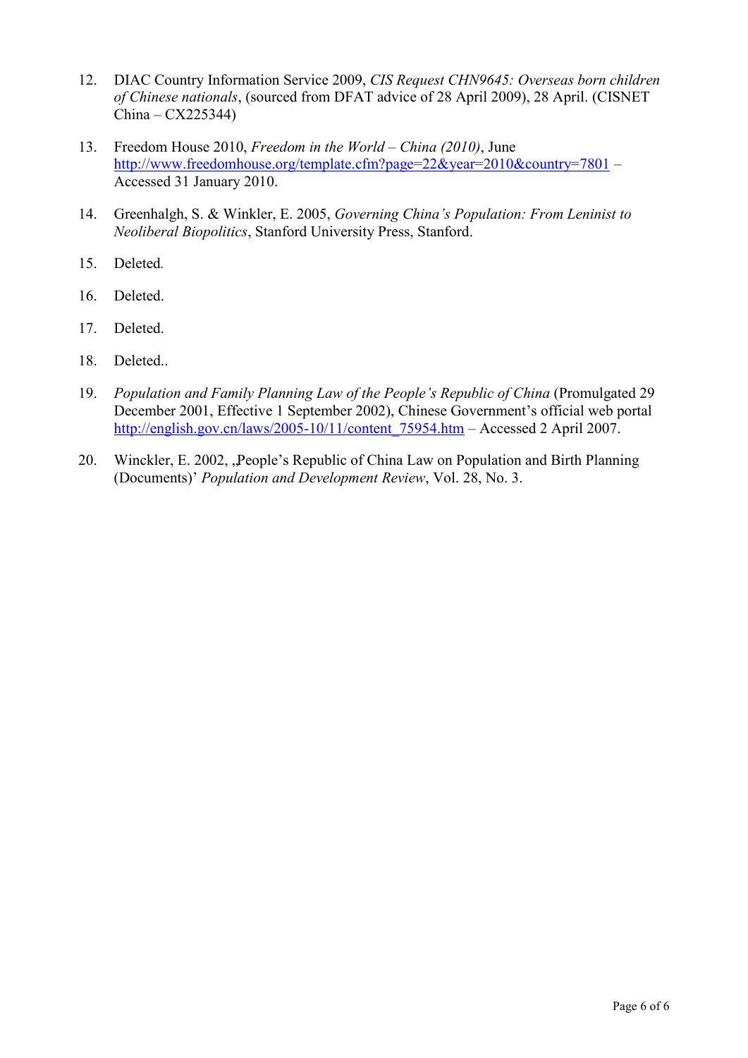12. DIAC Country Information Service 2009, *CIS Request CHN9645: Overseas born children of Chinese nationals*, (sourced from DFAT advice of 28 April 2009), 28 April. (CISNET China – CX225344)

13. Freedom House 2010, *Freedom in the World – China (2010)*, June http://www.freedomhouse.org/template.cfm?page=22&year=2010&country=7801 – Accessed 31 January 2010.

14. Greenhalgh, S. & Winkler, E. 2005, *Governing China's Population: From Leninist to Neoliberal Biopolitics*, Stanford University Press, Stanford.

15. Deleted*.*

16. Deleted.

17. Deleted.

18. Deleted..

19. *Population and Family Planning Law of the People's Republic of China* (Promulgated 29 December 2001, Effective 1 September 2002), Chinese Government's official web portal http://english.gov.cn/laws/2005-10/11/content_75954.htm – Accessed 2 April 2007.

20. Winckler, E. 2002, „People's Republic of China Law on Population and Birth Planning (Documents)' *Population and Development Review*, Vol. 28, No. 3.